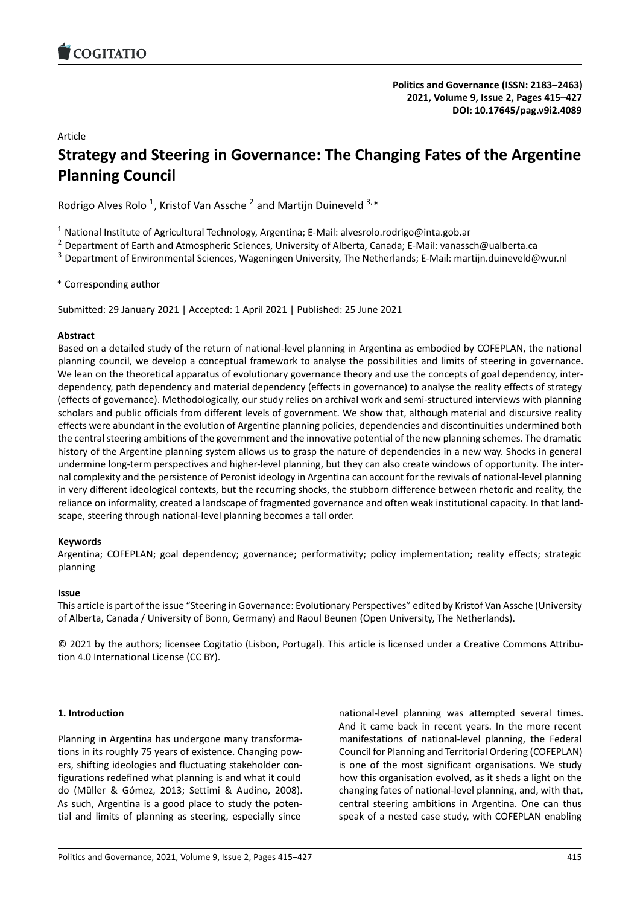Article

# Strategy and Steering in Governance: The Changing Fates of the Argentine Planning Council

Rodrigo Alves Rolo [1], Kristof Van Assche [2] and Martijn Duineveld [3,*]

[1] National Institute of Agricultural Technology, Argentina; E-Mail: alvesrolo.rodrigo@inta.gob.ar

[2] Department of Earth and Atmospheric Sciences, University of Alberta, Canada; E-Mail: vanassch@ualberta.ca

[3] Department of Environmental Sciences, Wageningen University, The Netherlands; E-Mail: martijn.duineveld@wur.nl

* Corresponding author

Submitted: 29 January 2021 | Accepted: 1 April 2021 | Published: 25 June 2021

**Abstract**

Based on a detailed study of the return of national-level planning in Argentina as embodied by COFEPLAN, the national planning council, we develop a conceptual framework to analyse the possibilities and limits of steering in governance. We lean on the theoretical apparatus of evolutionary governance theory and use the concepts of goal dependency, interdependency, path dependency and material dependency (effects in governance) to analyse the reality effects of strategy (effects of governance). Methodologically, our study relies on archival work and semi-structured interviews with planning scholars and public officials from different levels of government. We show that, although material and discursive reality effects were abundant in the evolution of Argentine planning policies, dependencies and discontinuities undermined both the central steering ambitions of the government and the innovative potential of the new planning schemes. The dramatic history of the Argentine planning system allows us to grasp the nature of dependencies in a new way. Shocks in general undermine long-term perspectives and higher-level planning, but they can also create windows of opportunity. The internal complexity and the persistence of Peronist ideology in Argentina can account for the revivals of national-level planning in very different ideological contexts, but the recurring shocks, the stubborn difference between rhetoric and reality, the reliance on informality, created a landscape of fragmented governance and often weak institutional capacity. In that landscape, steering through national-level planning becomes a tall order.

**Keywords**

Argentina; COFEPLAN; goal dependency; governance; performativity; policy implementation; reality effects; strategic planning

**Issue**

This article is part of the issue "Steering in Governance: Evolutionary Perspectives" edited by Kristof Van Assche (University of Alberta, Canada / University of Bonn, Germany) and Raoul Beunen (Open University, The Netherlands).

© 2021 by the authors; licensee Cogitatio (Lisbon, Portugal). This article is licensed under a Creative Commons Attribution 4.0 International License (CC BY).

## 1. Introduction

Planning in Argentina has undergone many transformations in its roughly 75 years of existence. Changing powers, shifting ideologies and fluctuating stakeholder configurations redefined what planning is and what it could do (Müller & Gómez, 2013; Settimi & Audino, 2008). As such, Argentina is a good place to study the potential and limits of planning as steering, especially since national-level planning was attempted several times. And it came back in recent years. In the more recent manifestations of national-level planning, the Federal Council for Planning and Territorial Ordering (COFEPLAN) is one of the most significant organisations. We study how this organisation evolved, as it sheds a light on the changing fates of national-level planning, and, with that, central steering ambitions in Argentina. One can thus speak of a nested case study, with COFEPLAN enabling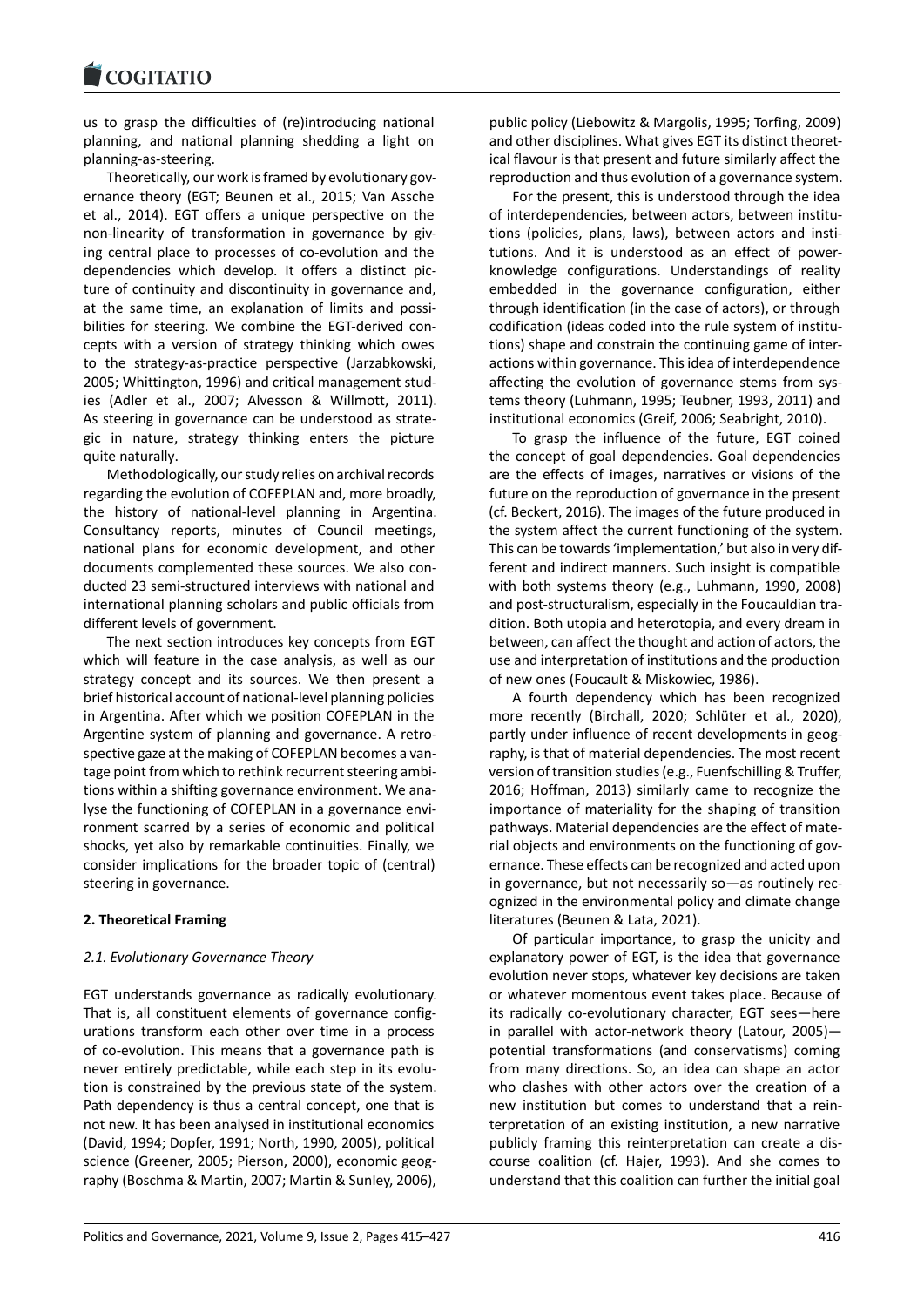us to grasp the difficulties of (re)introducing national planning, and national planning shedding a light on planning-as-steering.

Theoretically, our work is framed by evolutionary governance theory (EGT; Beunen et al., 2015; Van Assche et al., 2014). EGT offers a unique perspective on the non-linearity of transformation in governance by giving central place to processes of co-evolution and the dependencies which develop. It offers a distinct picture of continuity and discontinuity in governance and, at the same time, an explanation of limits and possibilities for steering. We combine the EGT-derived concepts with a version of strategy thinking which owes to the strategy-as-practice perspective (Jarzabkowski, 2005; Whittington, 1996) and critical management studies (Adler et al., 2007; Alvesson & Willmott, 2011). As steering in governance can be understood as strategic in nature, strategy thinking enters the picture quite naturally.

Methodologically, our study relies on archival records regarding the evolution of COFEPLAN and, more broadly, the history of national-level planning in Argentina. Consultancy reports, minutes of Council meetings, national plans for economic development, and other documents complemented these sources. We also conducted 23 semi-structured interviews with national and international planning scholars and public officials from different levels of government.

The next section introduces key concepts from EGT which will feature in the case analysis, as well as our strategy concept and its sources. We then present a brief historical account of national-level planning policies in Argentina. After which we position COFEPLAN in the Argentine system of planning and governance. A retrospective gaze at the making of COFEPLAN becomes a vantage point from which to rethink recurrent steering ambitions within a shifting governance environment. We analyse the functioning of COFEPLAN in a governance environment scarred by a series of economic and political shocks, yet also by remarkable continuities. Finally, we consider implications for the broader topic of (central) steering in governance.

## 2. Theoretical Framing

### 2.1. Evolutionary Governance Theory

EGT understands governance as radically evolutionary. That is, all constituent elements of governance configurations transform each other over time in a process of co-evolution. This means that a governance path is never entirely predictable, while each step in its evolution is constrained by the previous state of the system. Path dependency is thus a central concept, one that is not new. It has been analysed in institutional economics (David, 1994; Dopfer, 1991; North, 1990, 2005), political science (Greener, 2005; Pierson, 2000), economic geography (Boschma & Martin, 2007; Martin & Sunley, 2006), public policy (Liebowitz & Margolis, 1995; Torfing, 2009) and other disciplines. What gives EGT its distinct theoretical flavour is that present and future similarly affect the reproduction and thus evolution of a governance system.

For the present, this is understood through the idea of interdependencies, between actors, between institutions (policies, plans, laws), between actors and institutions. And it is understood as an effect of power-knowledge configurations. Understandings of reality embedded in the governance configuration, either through identification (in the case of actors), or through codification (ideas coded into the rule system of institutions) shape and constrain the continuing game of interactions within governance. This idea of interdependence affecting the evolution of governance stems from systems theory (Luhmann, 1995; Teubner, 1993, 2011) and institutional economics (Greif, 2006; Seabright, 2010).

To grasp the influence of the future, EGT coined the concept of goal dependencies. Goal dependencies are the effects of images, narratives or visions of the future on the reproduction of governance in the present (cf. Beckert, 2016). The images of the future produced in the system affect the current functioning of the system. This can be towards 'implementation,' but also in very different and indirect manners. Such insight is compatible with both systems theory (e.g., Luhmann, 1990, 2008) and post-structuralism, especially in the Foucauldian tradition. Both utopia and heterotopia, and every dream in between, can affect the thought and action of actors, the use and interpretation of institutions and the production of new ones (Foucault & Miskowiec, 1986).

A fourth dependency which has been recognized more recently (Birchall, 2020; Schlüter et al., 2020), partly under influence of recent developments in geography, is that of material dependencies. The most recent version of transition studies (e.g., Fuenfschilling & Truffer, 2016; Hoffman, 2013) similarly came to recognize the importance of materiality for the shaping of transition pathways. Material dependencies are the effect of material objects and environments on the functioning of governance. These effects can be recognized and acted upon in governance, but not necessarily so—as routinely recognized in the environmental policy and climate change literatures (Beunen & Lata, 2021).

Of particular importance, to grasp the unicity and explanatory power of EGT, is the idea that governance evolution never stops, whatever key decisions are taken or whatever momentous event takes place. Because of its radically co-evolutionary character, EGT sees—here in parallel with actor-network theory (Latour, 2005)—potential transformations (and conservatisms) coming from many directions. So, an idea can shape an actor who clashes with other actors over the creation of a new institution but comes to understand that a reinterpretation of an existing institution, a new narrative publicly framing this reinterpretation can create a discourse coalition (cf. Hajer, 1993). And she comes to understand that this coalition can further the initial goal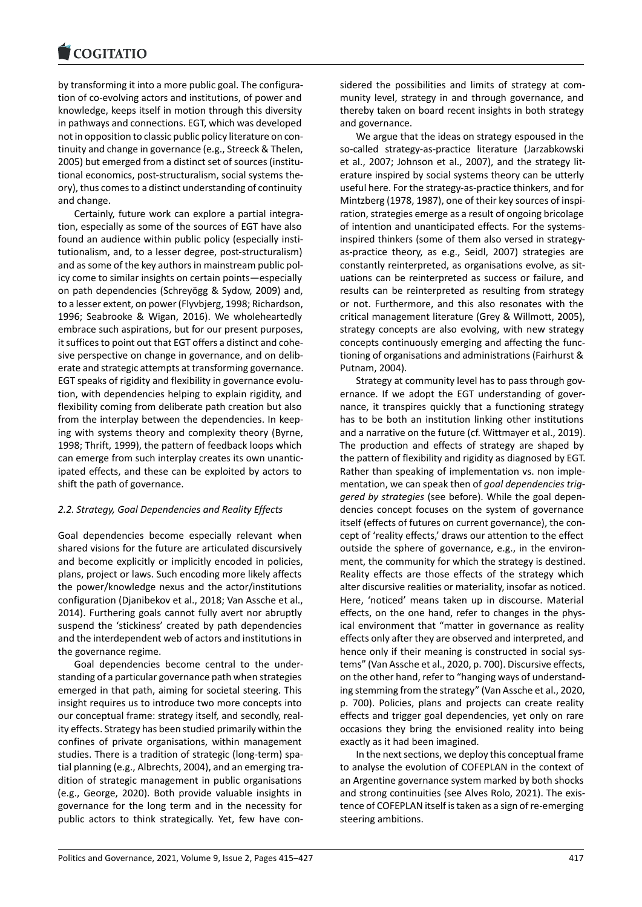by transforming it into a more public goal. The configuration of co-evolving actors and institutions, of power and knowledge, keeps itself in motion through this diversity in pathways and connections. EGT, which was developed not in opposition to classic public policy literature on continuity and change in governance (e.g., Streeck & Thelen, 2005) but emerged from a distinct set of sources (institutional economics, post-structuralism, social systems theory), thus comes to a distinct understanding of continuity and change.

Certainly, future work can explore a partial integration, especially as some of the sources of EGT have also found an audience within public policy (especially institutionalism, and, to a lesser degree, post-structuralism) and as some of the key authors in mainstream public policy come to similar insights on certain points—especially on path dependencies (Schreyögg & Sydow, 2009) and, to a lesser extent, on power (Flyvbjerg, 1998; Richardson, 1996; Seabrooke & Wigan, 2016). We wholeheartedly embrace such aspirations, but for our present purposes, it suffices to point out that EGT offers a distinct and cohesive perspective on change in governance, and on deliberate and strategic attempts at transforming governance. EGT speaks of rigidity and flexibility in governance evolution, with dependencies helping to explain rigidity, and flexibility coming from deliberate path creation but also from the interplay between the dependencies. In keeping with systems theory and complexity theory (Byrne, 1998; Thrift, 1999), the pattern of feedback loops which can emerge from such interplay creates its own unanticipated effects, and these can be exploited by actors to shift the path of governance.

### 2.2. Strategy, Goal Dependencies and Reality Effects

Goal dependencies become especially relevant when shared visions for the future are articulated discursively and become explicitly or implicitly encoded in policies, plans, project or laws. Such encoding more likely affects the power/knowledge nexus and the actor/institutions configuration (Djanibekov et al., 2018; Van Assche et al., 2014). Furthering goals cannot fully avert nor abruptly suspend the 'stickiness' created by path dependencies and the interdependent web of actors and institutions in the governance regime.

Goal dependencies become central to the understanding of a particular governance path when strategies emerged in that path, aiming for societal steering. This insight requires us to introduce two more concepts into our conceptual frame: strategy itself, and secondly, reality effects. Strategy has been studied primarily within the confines of private organisations, within management studies. There is a tradition of strategic (long-term) spatial planning (e.g., Albrechts, 2004), and an emerging tradition of strategic management in public organisations (e.g., George, 2020). Both provide valuable insights in governance for the long term and in the necessity for public actors to think strategically. Yet, few have considered the possibilities and limits of strategy at community level, strategy in and through governance, and thereby taken on board recent insights in both strategy and governance.

We argue that the ideas on strategy espoused in the so-called strategy-as-practice literature (Jarzabkowski et al., 2007; Johnson et al., 2007), and the strategy literature inspired by social systems theory can be utterly useful here. For the strategy-as-practice thinkers, and for Mintzberg (1978, 1987), one of their key sources of inspiration, strategies emerge as a result of ongoing bricolage of intention and unanticipated effects. For the systems-inspired thinkers (some of them also versed in strategy-as-practice theory, as e.g., Seidl, 2007) strategies are constantly reinterpreted, as organisations evolve, as situations can be reinterpreted as success or failure, and results can be reinterpreted as resulting from strategy or not. Furthermore, and this also resonates with the critical management literature (Grey & Willmott, 2005), strategy concepts are also evolving, with new strategy concepts continuously emerging and affecting the functioning of organisations and administrations (Fairhurst & Putnam, 2004).

Strategy at community level has to pass through governance. If we adopt the EGT understanding of governance, it transpires quickly that a functioning strategy has to be both an institution linking other institutions and a narrative on the future (cf. Wittmayer et al., 2019). The production and effects of strategy are shaped by the pattern of flexibility and rigidity as diagnosed by EGT. Rather than speaking of implementation vs. non implementation, we can speak then of *goal dependencies triggered by strategies* (see before). While the goal dependencies concept focuses on the system of governance itself (effects of futures on current governance), the concept of 'reality effects,' draws our attention to the effect outside the sphere of governance, e.g., in the environment, the community for which the strategy is destined. Reality effects are those effects of the strategy which alter discursive realities or materiality, insofar as noticed. Here, 'noticed' means taken up in discourse. Material effects, on the one hand, refer to changes in the physical environment that "matter in governance as reality effects only after they are observed and interpreted, and hence only if their meaning is constructed in social systems" (Van Assche et al., 2020, p. 700). Discursive effects, on the other hand, refer to "hanging ways of understanding stemming from the strategy" (Van Assche et al., 2020, p. 700). Policies, plans and projects can create reality effects and trigger goal dependencies, yet only on rare occasions they bring the envisioned reality into being exactly as it had been imagined.

In the next sections, we deploy this conceptual frame to analyse the evolution of COFEPLAN in the context of an Argentine governance system marked by both shocks and strong continuities (see Alves Rolo, 2021). The existence of COFEPLAN itself is taken as a sign of re-emerging steering ambitions.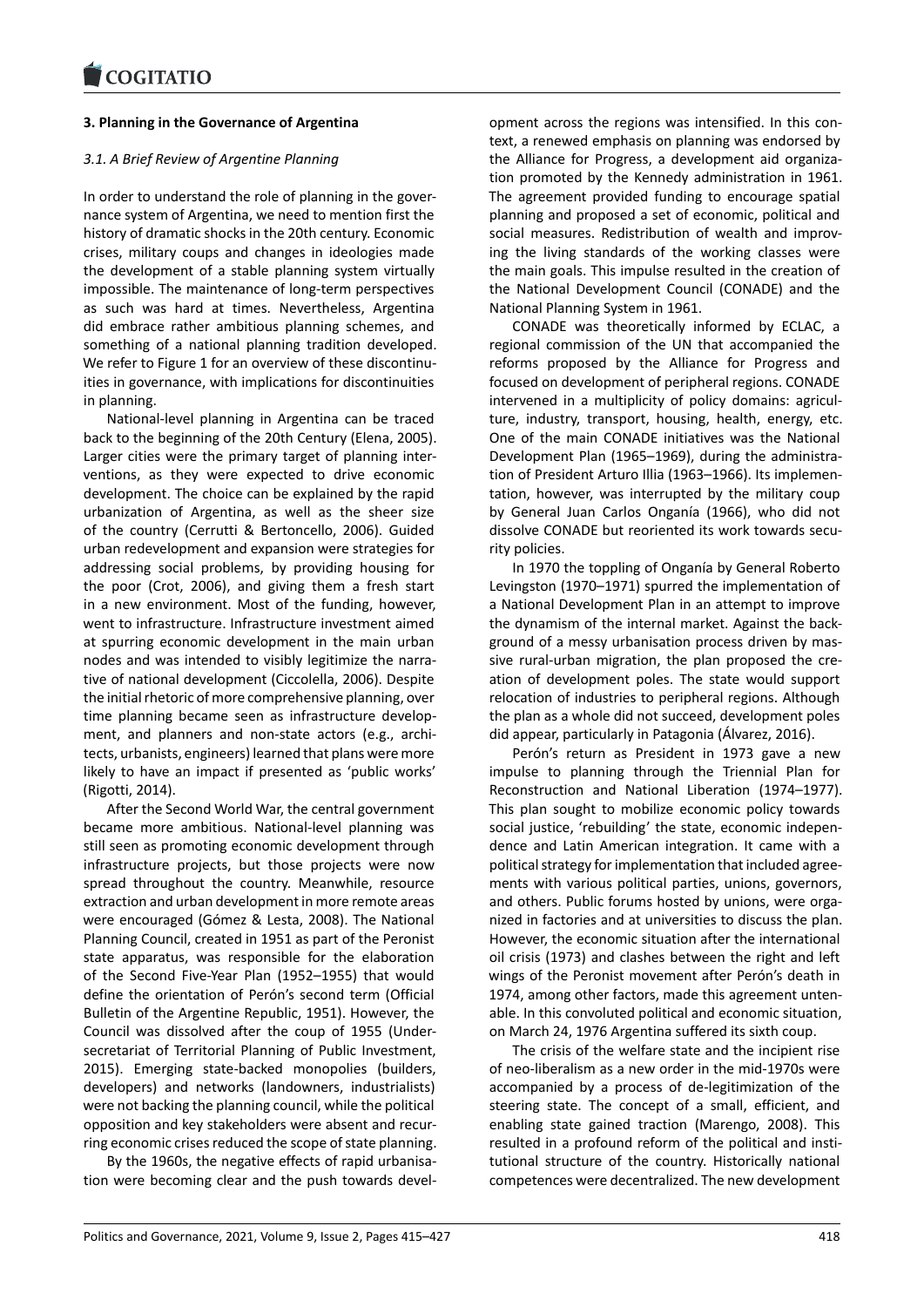## 3. Planning in the Governance of Argentina

### *3.1. A Brief Review of Argentine Planning*

In order to understand the role of planning in the governance system of Argentina, we need to mention first the history of dramatic shocks in the 20th century. Economic crises, military coups and changes in ideologies made the development of a stable planning system virtually impossible. The maintenance of long-term perspectives as such was hard at times. Nevertheless, Argentina did embrace rather ambitious planning schemes, and something of a national planning tradition developed. We refer to Figure 1 for an overview of these discontinuities in governance, with implications for discontinuities in planning.

National-level planning in Argentina can be traced back to the beginning of the 20th Century (Elena, 2005). Larger cities were the primary target of planning interventions, as they were expected to drive economic development. The choice can be explained by the rapid urbanization of Argentina, as well as the sheer size of the country (Cerrutti & Bertoncello, 2006). Guided urban redevelopment and expansion were strategies for addressing social problems, by providing housing for the poor (Crot, 2006), and giving them a fresh start in a new environment. Most of the funding, however, went to infrastructure. Infrastructure investment aimed at spurring economic development in the main urban nodes and was intended to visibly legitimize the narrative of national development (Ciccolella, 2006). Despite the initial rhetoric of more comprehensive planning, over time planning became seen as infrastructure development, and planners and non-state actors (e.g., architects, urbanists, engineers) learned that plans were more likely to have an impact if presented as 'public works' (Rigotti, 2014).

After the Second World War, the central government became more ambitious. National-level planning was still seen as promoting economic development through infrastructure projects, but those projects were now spread throughout the country. Meanwhile, resource extraction and urban development in more remote areas were encouraged (Gómez & Lesta, 2008). The National Planning Council, created in 1951 as part of the Peronist state apparatus, was responsible for the elaboration of the Second Five-Year Plan (1952–1955) that would define the orientation of Perón's second term (Official Bulletin of the Argentine Republic, 1951). However, the Council was dissolved after the coup of 1955 (Undersecretariat of Territorial Planning of Public Investment, 2015). Emerging state-backed monopolies (builders, developers) and networks (landowners, industrialists) were not backing the planning council, while the political opposition and key stakeholders were absent and recurring economic crises reduced the scope of state planning.

By the 1960s, the negative effects of rapid urbanisation were becoming clear and the push towards development across the regions was intensified. In this context, a renewed emphasis on planning was endorsed by the Alliance for Progress, a development aid organization promoted by the Kennedy administration in 1961. The agreement provided funding to encourage spatial planning and proposed a set of economic, political and social measures. Redistribution of wealth and improving the living standards of the working classes were the main goals. This impulse resulted in the creation of the National Development Council (CONADE) and the National Planning System in 1961.

CONADE was theoretically informed by ECLAC, a regional commission of the UN that accompanied the reforms proposed by the Alliance for Progress and focused on development of peripheral regions. CONADE intervened in a multiplicity of policy domains: agriculture, industry, transport, housing, health, energy, etc. One of the main CONADE initiatives was the National Development Plan (1965–1969), during the administration of President Arturo Illia (1963–1966). Its implementation, however, was interrupted by the military coup by General Juan Carlos Onganía (1966), who did not dissolve CONADE but reoriented its work towards security policies.

In 1970 the toppling of Onganía by General Roberto Levingston (1970–1971) spurred the implementation of a National Development Plan in an attempt to improve the dynamism of the internal market. Against the background of a messy urbanisation process driven by massive rural-urban migration, the plan proposed the creation of development poles. The state would support relocation of industries to peripheral regions. Although the plan as a whole did not succeed, development poles did appear, particularly in Patagonia (Álvarez, 2016).

Perón's return as President in 1973 gave a new impulse to planning through the Triennial Plan for Reconstruction and National Liberation (1974–1977). This plan sought to mobilize economic policy towards social justice, 'rebuilding' the state, economic independence and Latin American integration. It came with a political strategy for implementation that included agreements with various political parties, unions, governors, and others. Public forums hosted by unions, were organized in factories and at universities to discuss the plan. However, the economic situation after the international oil crisis (1973) and clashes between the right and left wings of the Peronist movement after Perón's death in 1974, among other factors, made this agreement untenable. In this convoluted political and economic situation, on March 24, 1976 Argentina suffered its sixth coup.

The crisis of the welfare state and the incipient rise of neo-liberalism as a new order in the mid-1970s were accompanied by a process of de-legitimization of the steering state. The concept of a small, efficient, and enabling state gained traction (Marengo, 2008). This resulted in a profound reform of the political and institutional structure of the country. Historically national competences were decentralized. The new development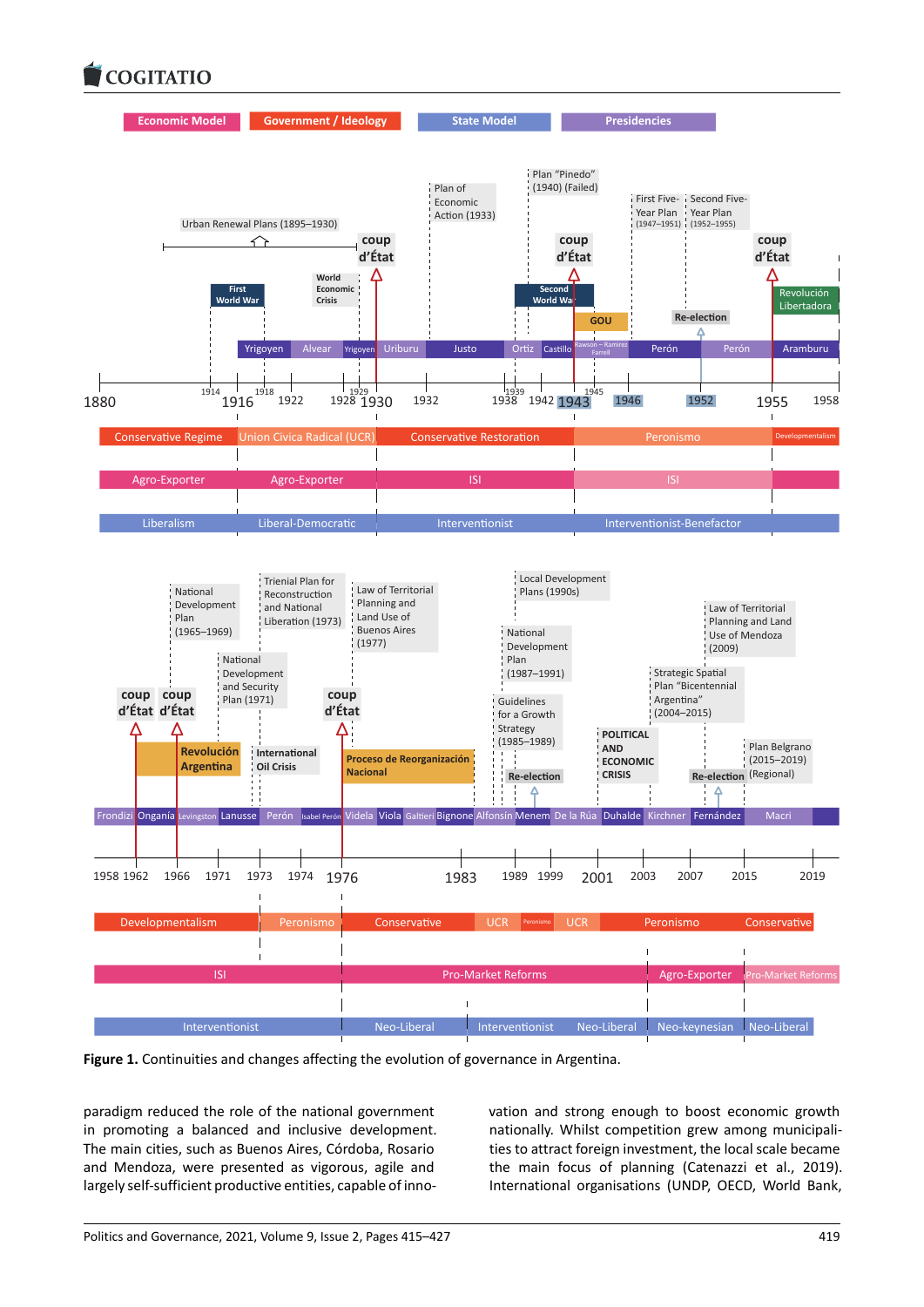**Figure 1.** Continuities and changes affecting the evolution of governance in Argentina.

paradigm reduced the role of the national government in promoting a balanced and inclusive development. The main cities, such as Buenos Aires, Córdoba, Rosario and Mendoza, were presented as vigorous, agile and largely self-sufficient productive entities, capable of innovation and strong enough to boost economic growth nationally. Whilst competition grew among municipalities to attract foreign investment, the local scale became the main focus of planning (Catenazzi et al., 2019). International organisations (UNDP, OECD, World Bank,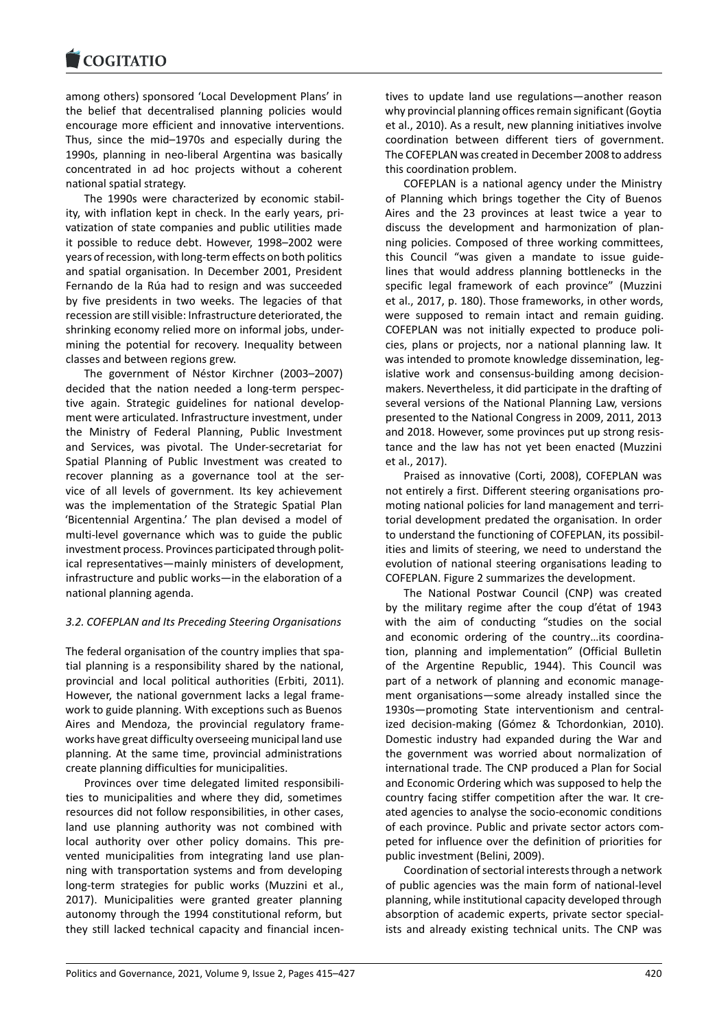among others) sponsored 'Local Development Plans' in the belief that decentralised planning policies would encourage more efficient and innovative interventions. Thus, since the mid–1970s and especially during the 1990s, planning in neo-liberal Argentina was basically concentrated in ad hoc projects without a coherent national spatial strategy.

The 1990s were characterized by economic stability, with inflation kept in check. In the early years, privatization of state companies and public utilities made it possible to reduce debt. However, 1998–2002 were years of recession, with long-term effects on both politics and spatial organisation. In December 2001, President Fernando de la Rúa had to resign and was succeeded by five presidents in two weeks. The legacies of that recession are still visible: Infrastructure deteriorated, the shrinking economy relied more on informal jobs, undermining the potential for recovery. Inequality between classes and between regions grew.

The government of Néstor Kirchner (2003–2007) decided that the nation needed a long-term perspective again. Strategic guidelines for national development were articulated. Infrastructure investment, under the Ministry of Federal Planning, Public Investment and Services, was pivotal. The Under-secretariat for Spatial Planning of Public Investment was created to recover planning as a governance tool at the service of all levels of government. Its key achievement was the implementation of the Strategic Spatial Plan 'Bicentennial Argentina.' The plan devised a model of multi-level governance which was to guide the public investment process. Provinces participated through political representatives—mainly ministers of development, infrastructure and public works—in the elaboration of a national planning agenda.

### 3.2. COFEPLAN and Its Preceding Steering Organisations

The federal organisation of the country implies that spatial planning is a responsibility shared by the national, provincial and local political authorities (Erbiti, 2011). However, the national government lacks a legal framework to guide planning. With exceptions such as Buenos Aires and Mendoza, the provincial regulatory frameworks have great difficulty overseeing municipal land use planning. At the same time, provincial administrations create planning difficulties for municipalities.

Provinces over time delegated limited responsibilities to municipalities and where they did, sometimes resources did not follow responsibilities, in other cases, land use planning authority was not combined with local authority over other policy domains. This prevented municipalities from integrating land use planning with transportation systems and from developing long-term strategies for public works (Muzzini et al., 2017). Municipalities were granted greater planning autonomy through the 1994 constitutional reform, but they still lacked technical capacity and financial incentives to update land use regulations—another reason why provincial planning offices remain significant (Goytia et al., 2010). As a result, new planning initiatives involve coordination between different tiers of government. The COFEPLAN was created in December 2008 to address this coordination problem.

COFEPLAN is a national agency under the Ministry of Planning which brings together the City of Buenos Aires and the 23 provinces at least twice a year to discuss the development and harmonization of planning policies. Composed of three working committees, this Council "was given a mandate to issue guidelines that would address planning bottlenecks in the specific legal framework of each province" (Muzzini et al., 2017, p. 180). Those frameworks, in other words, were supposed to remain intact and remain guiding. COFEPLAN was not initially expected to produce policies, plans or projects, nor a national planning law. It was intended to promote knowledge dissemination, legislative work and consensus-building among decision-makers. Nevertheless, it did participate in the drafting of several versions of the National Planning Law, versions presented to the National Congress in 2009, 2011, 2013 and 2018. However, some provinces put up strong resistance and the law has not yet been enacted (Muzzini et al., 2017).

Praised as innovative (Corti, 2008), COFEPLAN was not entirely a first. Different steering organisations promoting national policies for land management and territorial development predated the organisation. In order to understand the functioning of COFEPLAN, its possibilities and limits of steering, we need to understand the evolution of national steering organisations leading to COFEPLAN. Figure 2 summarizes the development.

The National Postwar Council (CNP) was created by the military regime after the coup d'état of 1943 with the aim of conducting "studies on the social and economic ordering of the country…its coordination, planning and implementation" (Official Bulletin of the Argentine Republic, 1944). This Council was part of a network of planning and economic management organisations—some already installed since the 1930s—promoting State interventionism and centralized decision-making (Gómez & Tchordonkian, 2010). Domestic industry had expanded during the War and the government was worried about normalization of international trade. The CNP produced a Plan for Social and Economic Ordering which was supposed to help the country facing stiffer competition after the war. It created agencies to analyse the socio-economic conditions of each province. Public and private sector actors competed for influence over the definition of priorities for public investment (Belini, 2009).

Coordination of sectorial interests through a network of public agencies was the main form of national-level planning, while institutional capacity developed through absorption of academic experts, private sector specialists and already existing technical units. The CNP was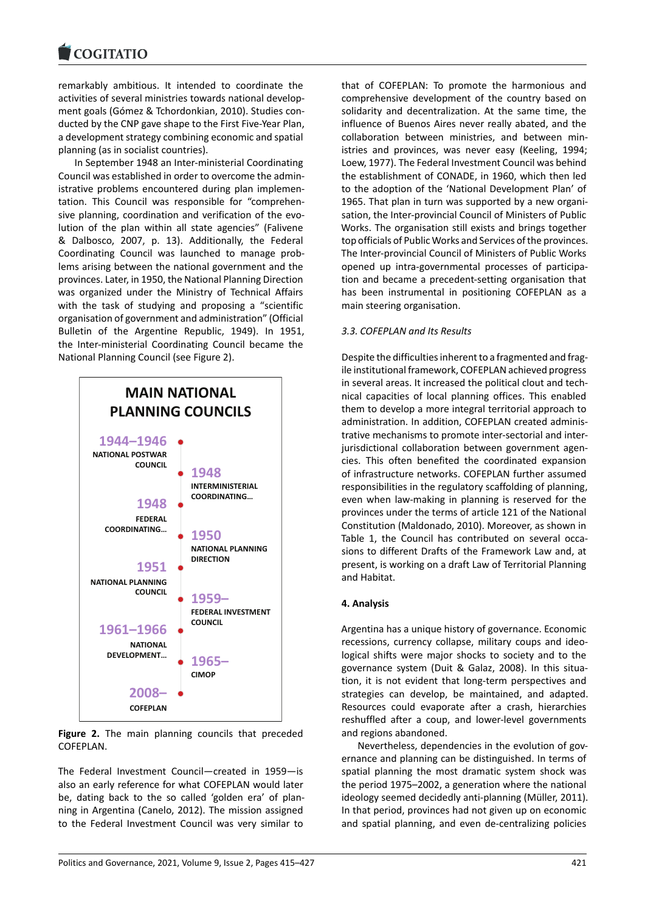remarkably ambitious. It intended to coordinate the activities of several ministries towards national development goals (Gómez & Tchordonkian, 2010). Studies conducted by the CNP gave shape to the first Five-Year Plan, a development strategy combining economic and spatial planning (as in socialist countries).

In September 1948 an Inter-ministerial Coordinating Council was established in order to overcome the administrative problems encountered during plan implementation. This Council was responsible for "comprehensive planning, coordination and verification of the evolution of the plan within all state agencies" (Falivene & Dalbosco, 2007, p. 13). Additionally, the Federal Coordinating Council was launched to manage problems arising between the national government and the provinces. Later, in 1950, the National Planning Direction was organized under the Ministry of Technical Affairs with the task of studying and proposing a "scientific organisation of government and administration" (Official Bulletin of the Argentine Republic, 1949). In 1951, the Inter-ministerial Coordinating Council became the National Planning Council (see Figure 2).

**MAIN NATIONAL PLANNING COUNCILS**

- **1944–1946** NATIONAL POSTWAR COUNCIL
- **1948** INTERMINISTERIAL COORDINATING...
- **1948** FEDERAL COORDINATING...
- **1950** NATIONAL PLANNING DIRECTION
- **1951** NATIONAL PLANNING COUNCIL
- **1959–** FEDERAL INVESTMENT COUNCIL
- **1961–1966** NATIONAL DEVELOPMENT...
- **1965–** CIMOP
- **2008–** COFEPLAN

**Figure 2.** The main planning councils that preceded COFEPLAN.

The Federal Investment Council—created in 1959—is also an early reference for what COFEPLAN would later be, dating back to the so called 'golden era' of planning in Argentina (Canelo, 2012). The mission assigned to the Federal Investment Council was very similar to that of COFEPLAN: To promote the harmonious and comprehensive development of the country based on solidarity and decentralization. At the same time, the influence of Buenos Aires never really abated, and the collaboration between ministries, and between ministries and provinces, was never easy (Keeling, 1994; Loew, 1977). The Federal Investment Council was behind the establishment of CONADE, in 1960, which then led to the adoption of the 'National Development Plan' of 1965. That plan in turn was supported by a new organisation, the Inter-provincial Council of Ministers of Public Works. The organisation still exists and brings together top officials of Public Works and Services of the provinces. The Inter-provincial Council of Ministers of Public Works opened up intra-governmental processes of participation and became a precedent-setting organisation that has been instrumental in positioning COFEPLAN as a main steering organisation.

### 3.3. COFEPLAN and Its Results

Despite the difficulties inherent to a fragmented and fragile institutional framework, COFEPLAN achieved progress in several areas. It increased the political clout and technical capacities of local planning offices. This enabled them to develop a more integral territorial approach to administration. In addition, COFEPLAN created administrative mechanisms to promote inter-sectorial and inter-jurisdictional collaboration between government agencies. This often benefited the coordinated expansion of infrastructure networks. COFEPLAN further assumed responsibilities in the regulatory scaffolding of planning, even when law-making in planning is reserved for the provinces under the terms of article 121 of the National Constitution (Maldonado, 2010). Moreover, as shown in Table 1, the Council has contributed on several occasions to different Drafts of the Framework Law and, at present, is working on a draft Law of Territorial Planning and Habitat.

## 4. Analysis

Argentina has a unique history of governance. Economic recessions, currency collapse, military coups and ideological shifts were major shocks to society and to the governance system (Duit & Galaz, 2008). In this situation, it is not evident that long-term perspectives and strategies can develop, be maintained, and adapted. Resources could evaporate after a crash, hierarchies reshuffled after a coup, and lower-level governments and regions abandoned.

Nevertheless, dependencies in the evolution of governance and planning can be distinguished. In terms of spatial planning the most dramatic system shock was the period 1975–2002, a generation where the national ideology seemed decidedly anti-planning (Müller, 2011). In that period, provinces had not given up on economic and spatial planning, and even de-centralizing policies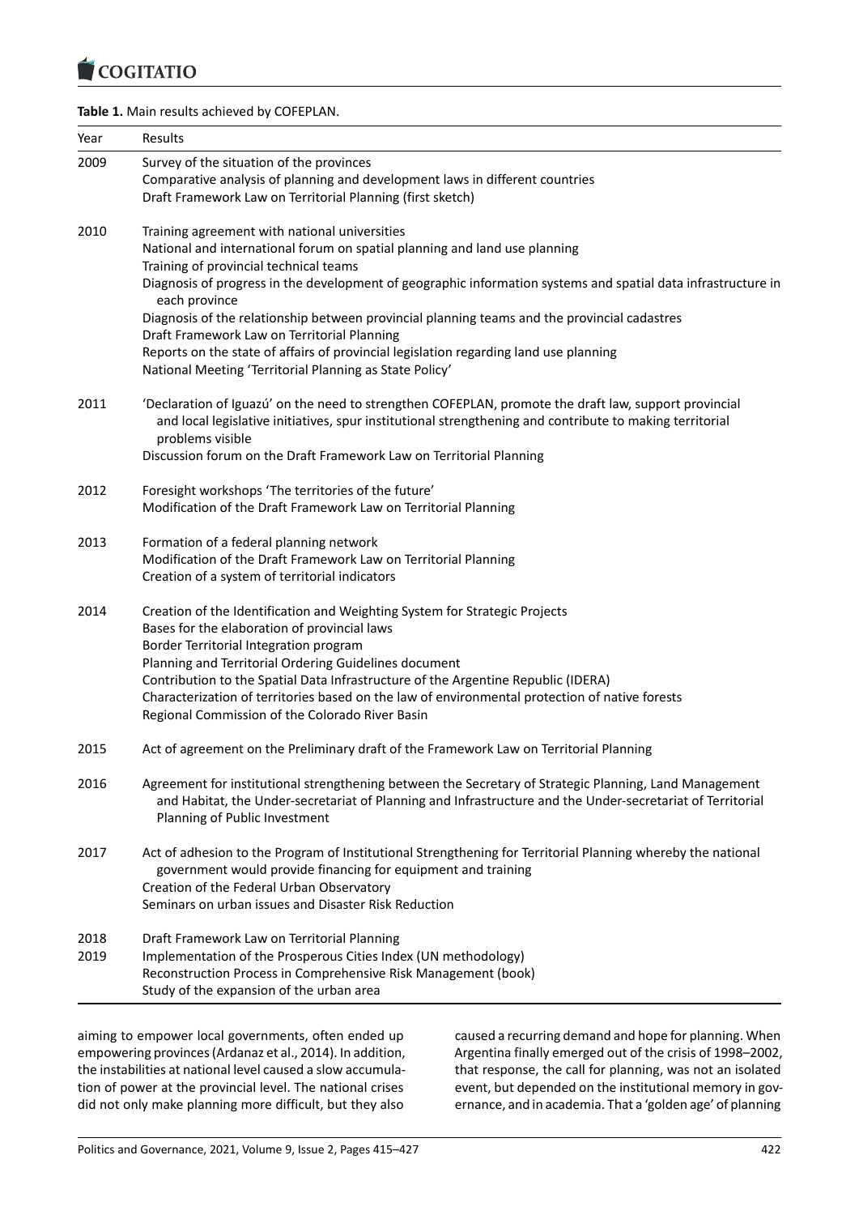**Table 1.** Main results achieved by COFEPLAN.

| Year | Results |
|---|---|
| 2009 | Survey of the situation of the provinces<br>Comparative analysis of planning and development laws in different countries<br>Draft Framework Law on Territorial Planning (first sketch) |
| 2010 | Training agreement with national universities<br>National and international forum on spatial planning and land use planning<br>Training of provincial technical teams<br>Diagnosis of progress in the development of geographic information systems and spatial data infrastructure in each province<br>Diagnosis of the relationship between provincial planning teams and the provincial cadastres<br>Draft Framework Law on Territorial Planning<br>Reports on the state of affairs of provincial legislation regarding land use planning<br>National Meeting 'Territorial Planning as State Policy' |
| 2011 | 'Declaration of Iguazú' on the need to strengthen COFEPLAN, promote the draft law, support provincial and local legislative initiatives, spur institutional strengthening and contribute to making territorial problems visible<br>Discussion forum on the Draft Framework Law on Territorial Planning |
| 2012 | Foresight workshops 'The territories of the future'<br>Modification of the Draft Framework Law on Territorial Planning |
| 2013 | Formation of a federal planning network<br>Modification of the Draft Framework Law on Territorial Planning<br>Creation of a system of territorial indicators |
| 2014 | Creation of the Identification and Weighting System for Strategic Projects<br>Bases for the elaboration of provincial laws<br>Border Territorial Integration program<br>Planning and Territorial Ordering Guidelines document<br>Contribution to the Spatial Data Infrastructure of the Argentine Republic (IDERA)<br>Characterization of territories based on the law of environmental protection of native forests<br>Regional Commission of the Colorado River Basin |
| 2015 | Act of agreement on the Preliminary draft of the Framework Law on Territorial Planning |
| 2016 | Agreement for institutional strengthening between the Secretary of Strategic Planning, Land Management and Habitat, the Under-secretariat of Planning and Infrastructure and the Under-secretariat of Territorial Planning of Public Investment |
| 2017 | Act of adhesion to the Program of Institutional Strengthening for Territorial Planning whereby the national government would provide financing for equipment and training<br>Creation of the Federal Urban Observatory<br>Seminars on urban issues and Disaster Risk Reduction |
| 2018 | Draft Framework Law on Territorial Planning |
| 2019 | Implementation of the Prosperous Cities Index (UN methodology)<br>Reconstruction Process in Comprehensive Risk Management (book)<br>Study of the expansion of the urban area |

aiming to empower local governments, often ended up empowering provinces (Ardanaz et al., 2014). In addition, the instabilities at national level caused a slow accumulation of power at the provincial level. The national crises did not only make planning more difficult, but they also caused a recurring demand and hope for planning. When Argentina finally emerged out of the crisis of 1998–2002, that response, the call for planning, was not an isolated event, but depended on the institutional memory in governance, and in academia. That a 'golden age' of planning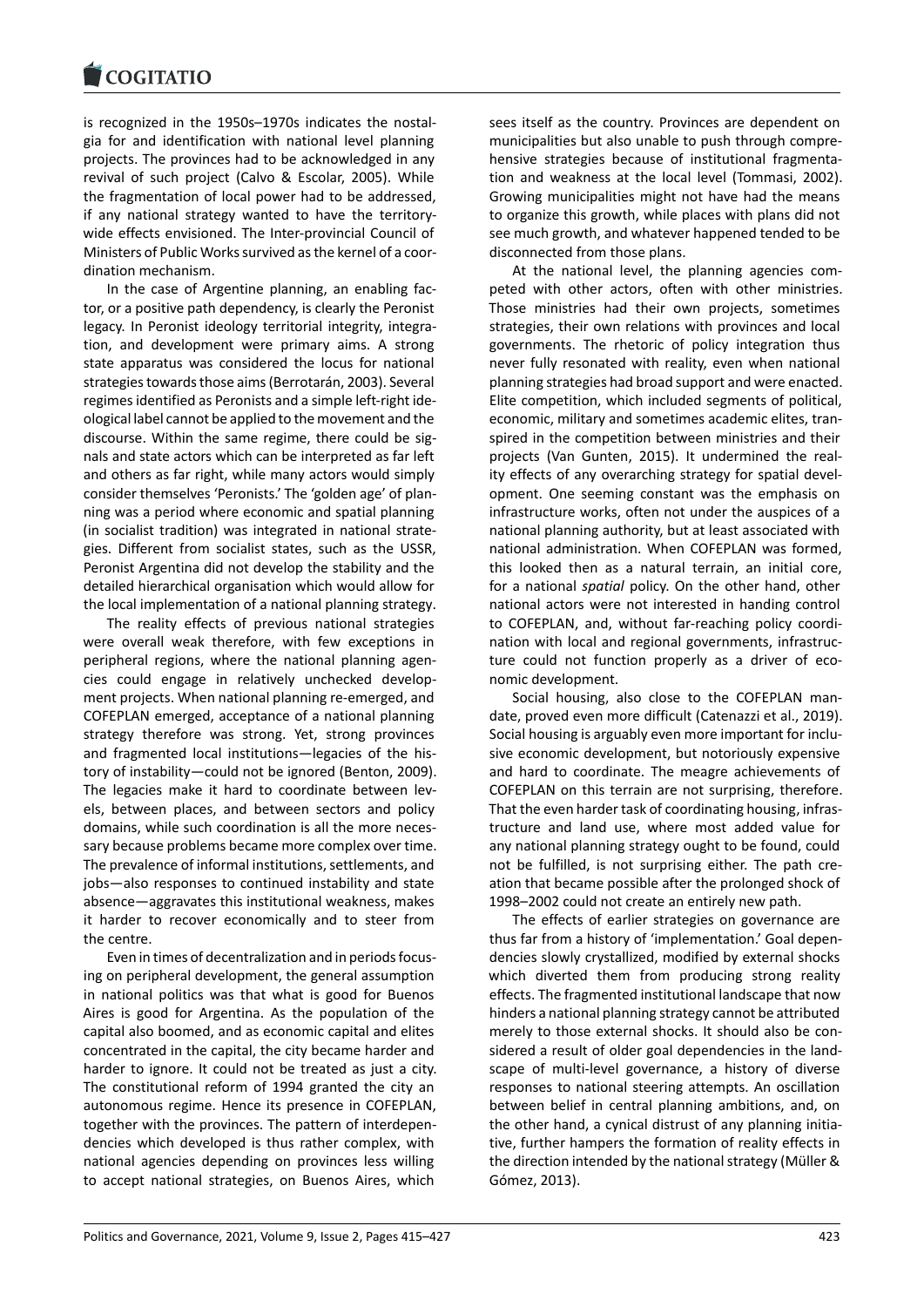is recognized in the 1950s–1970s indicates the nostalgia for and identification with national level planning projects. The provinces had to be acknowledged in any revival of such project (Calvo & Escolar, 2005). While the fragmentation of local power had to be addressed, if any national strategy wanted to have the territory-wide effects envisioned. The Inter-provincial Council of Ministers of Public Works survived as the kernel of a coordination mechanism.

In the case of Argentine planning, an enabling factor, or a positive path dependency, is clearly the Peronist legacy. In Peronist ideology territorial integrity, integration, and development were primary aims. A strong state apparatus was considered the locus for national strategies towards those aims (Berrotarán, 2003). Several regimes identified as Peronists and a simple left-right ideological label cannot be applied to the movement and the discourse. Within the same regime, there could be signals and state actors which can be interpreted as far left and others as far right, while many actors would simply consider themselves 'Peronists.' The 'golden age' of planning was a period where economic and spatial planning (in socialist tradition) was integrated in national strategies. Different from socialist states, such as the USSR, Peronist Argentina did not develop the stability and the detailed hierarchical organisation which would allow for the local implementation of a national planning strategy.

The reality effects of previous national strategies were overall weak therefore, with few exceptions in peripheral regions, where the national planning agencies could engage in relatively unchecked development projects. When national planning re-emerged, and COFEPLAN emerged, acceptance of a national planning strategy therefore was strong. Yet, strong provinces and fragmented local institutions—legacies of the history of instability—could not be ignored (Benton, 2009). The legacies make it hard to coordinate between levels, between places, and between sectors and policy domains, while such coordination is all the more necessary because problems became more complex over time. The prevalence of informal institutions, settlements, and jobs—also responses to continued instability and state absence—aggravates this institutional weakness, makes it harder to recover economically and to steer from the centre.

Even in times of decentralization and in periods focusing on peripheral development, the general assumption in national politics was that what is good for Buenos Aires is good for Argentina. As the population of the capital also boomed, and as economic capital and elites concentrated in the capital, the city became harder and harder to ignore. It could not be treated as just a city. The constitutional reform of 1994 granted the city an autonomous regime. Hence its presence in COFEPLAN, together with the provinces. The pattern of interdependencies which developed is thus rather complex, with national agencies depending on provinces less willing to accept national strategies, on Buenos Aires, which sees itself as the country. Provinces are dependent on municipalities but also unable to push through comprehensive strategies because of institutional fragmentation and weakness at the local level (Tommasi, 2002). Growing municipalities might not have had the means to organize this growth, while places with plans did not see much growth, and whatever happened tended to be disconnected from those plans.

At the national level, the planning agencies competed with other actors, often with other ministries. Those ministries had their own projects, sometimes strategies, their own relations with provinces and local governments. The rhetoric of policy integration thus never fully resonated with reality, even when national planning strategies had broad support and were enacted. Elite competition, which included segments of political, economic, military and sometimes academic elites, transpired in the competition between ministries and their projects (Van Gunten, 2015). It undermined the reality effects of any overarching strategy for spatial development. One seeming constant was the emphasis on infrastructure works, often not under the auspices of a national planning authority, but at least associated with national administration. When COFEPLAN was formed, this looked then as a natural terrain, an initial core, for a national *spatial* policy. On the other hand, other national actors were not interested in handing control to COFEPLAN, and, without far-reaching policy coordination with local and regional governments, infrastructure could not function properly as a driver of economic development.

Social housing, also close to the COFEPLAN mandate, proved even more difficult (Catenazzi et al., 2019). Social housing is arguably even more important for inclusive economic development, but notoriously expensive and hard to coordinate. The meagre achievements of COFEPLAN on this terrain are not surprising, therefore. That the even harder task of coordinating housing, infrastructure and land use, where most added value for any national planning strategy ought to be found, could not be fulfilled, is not surprising either. The path creation that became possible after the prolonged shock of 1998–2002 could not create an entirely new path.

The effects of earlier strategies on governance are thus far from a history of 'implementation.' Goal dependencies slowly crystallized, modified by external shocks which diverted them from producing strong reality effects. The fragmented institutional landscape that now hinders a national planning strategy cannot be attributed merely to those external shocks. It should also be considered a result of older goal dependencies in the landscape of multi-level governance, a history of diverse responses to national steering attempts. An oscillation between belief in central planning ambitions, and, on the other hand, a cynical distrust of any planning initiative, further hampers the formation of reality effects in the direction intended by the national strategy (Müller & Gómez, 2013).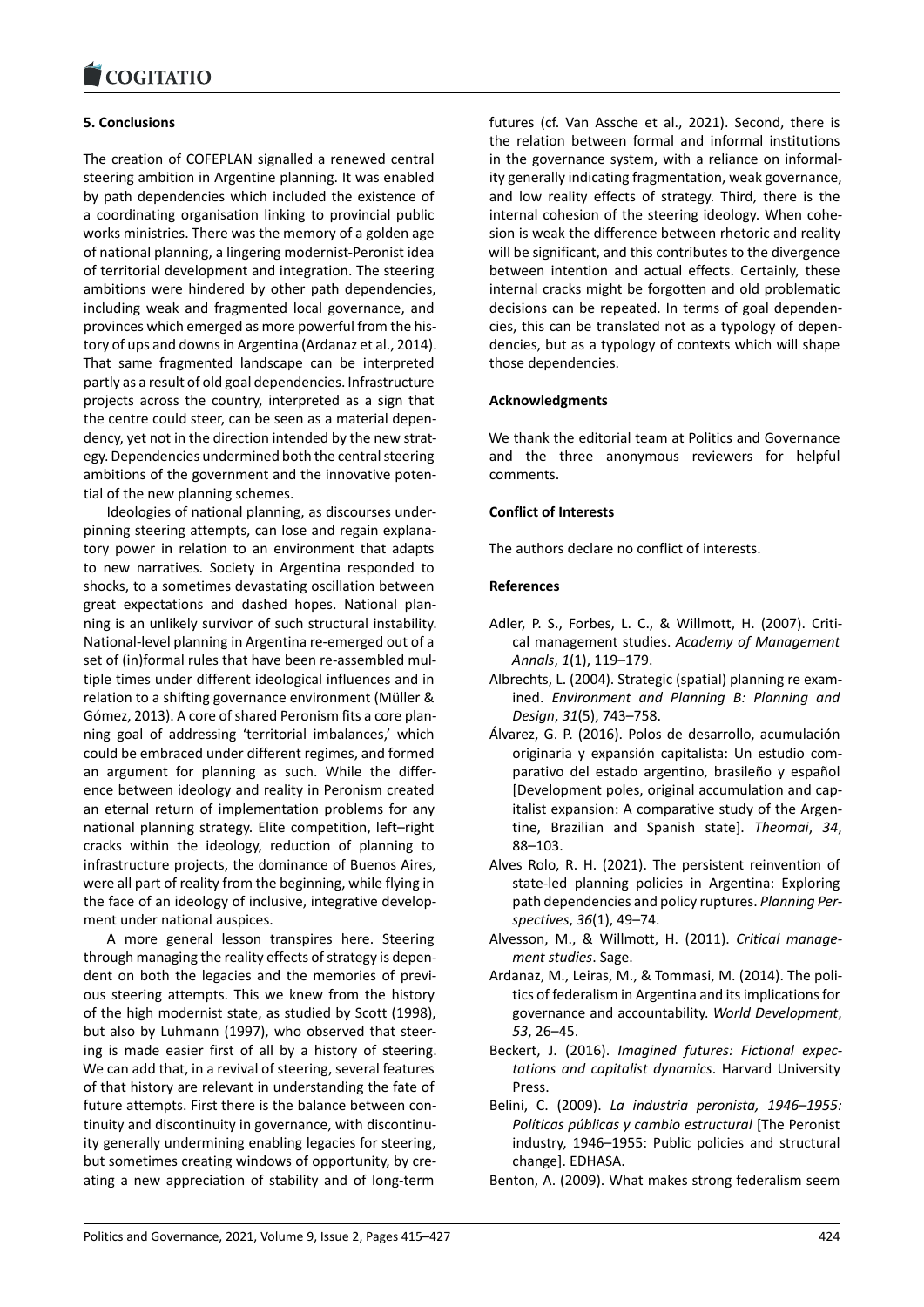## 5. Conclusions

The creation of COFEPLAN signalled a renewed central steering ambition in Argentine planning. It was enabled by path dependencies which included the existence of a coordinating organisation linking to provincial public works ministries. There was the memory of a golden age of national planning, a lingering modernist-Peronist idea of territorial development and integration. The steering ambitions were hindered by other path dependencies, including weak and fragmented local governance, and provinces which emerged as more powerful from the history of ups and downs in Argentina (Ardanaz et al., 2014). That same fragmented landscape can be interpreted partly as a result of old goal dependencies. Infrastructure projects across the country, interpreted as a sign that the centre could steer, can be seen as a material dependency, yet not in the direction intended by the new strategy. Dependencies undermined both the central steering ambitions of the government and the innovative potential of the new planning schemes.

Ideologies of national planning, as discourses underpinning steering attempts, can lose and regain explanatory power in relation to an environment that adapts to new narratives. Society in Argentina responded to shocks, to a sometimes devastating oscillation between great expectations and dashed hopes. National planning is an unlikely survivor of such structural instability. National-level planning in Argentina re-emerged out of a set of (in)formal rules that have been re-assembled multiple times under different ideological influences and in relation to a shifting governance environment (Müller & Gómez, 2013). A core of shared Peronism fits a core planning goal of addressing 'territorial imbalances,' which could be embraced under different regimes, and formed an argument for planning as such. While the difference between ideology and reality in Peronism created an eternal return of implementation problems for any national planning strategy. Elite competition, left–right cracks within the ideology, reduction of planning to infrastructure projects, the dominance of Buenos Aires, were all part of reality from the beginning, while flying in the face of an ideology of inclusive, integrative development under national auspices.

A more general lesson transpires here. Steering through managing the reality effects of strategy is dependent on both the legacies and the memories of previous steering attempts. This we knew from the history of the high modernist state, as studied by Scott (1998), but also by Luhmann (1997), who observed that steering is made easier first of all by a history of steering. We can add that, in a revival of steering, several features of that history are relevant in understanding the fate of future attempts. First there is the balance between continuity and discontinuity in governance, with discontinuity generally undermining enabling legacies for steering, but sometimes creating windows of opportunity, by creating a new appreciation of stability and of long-term futures (cf. Van Assche et al., 2021). Second, there is the relation between formal and informal institutions in the governance system, with a reliance on informality generally indicating fragmentation, weak governance, and low reality effects of strategy. Third, there is the internal cohesion of the steering ideology. When cohesion is weak the difference between rhetoric and reality will be significant, and this contributes to the divergence between intention and actual effects. Certainly, these internal cracks might be forgotten and old problematic decisions can be repeated. In terms of goal dependencies, this can be translated not as a typology of dependencies, but as a typology of contexts which will shape those dependencies.

## Acknowledgments

We thank the editorial team at Politics and Governance and the three anonymous reviewers for helpful comments.

## Conflict of Interests

The authors declare no conflict of interests.

## References

Adler, P. S., Forbes, L. C., & Willmott, H. (2007). Critical management studies. *Academy of Management Annals*, *1*(1), 119–179.

Albrechts, L. (2004). Strategic (spatial) planning re examined. *Environment and Planning B: Planning and Design*, *31*(5), 743–758.

Álvarez, G. P. (2016). Polos de desarrollo, acumulación originaria y expansión capitalista: Un estudio comparativo del estado argentino, brasileño y español [Development poles, original accumulation and capitalist expansion: A comparative study of the Argentine, Brazilian and Spanish state]. *Theomai*, *34*, 88–103.

Alves Rolo, R. H. (2021). The persistent reinvention of state-led planning policies in Argentina: Exploring path dependencies and policy ruptures. *Planning Perspectives*, *36*(1), 49–74.

Alvesson, M., & Willmott, H. (2011). *Critical management studies*. Sage.

Ardanaz, M., Leiras, M., & Tommasi, M. (2014). The politics of federalism in Argentina and its implications for governance and accountability. *World Development*, *53*, 26–45.

Beckert, J. (2016). *Imagined futures: Fictional expectations and capitalist dynamics*. Harvard University Press.

Belini, C. (2009). *La industria peronista, 1946–1955: Políticas públicas y cambio estructural* [The Peronist industry, 1946–1955: Public policies and structural change]. EDHASA.

Benton, A. (2009). What makes strong federalism seem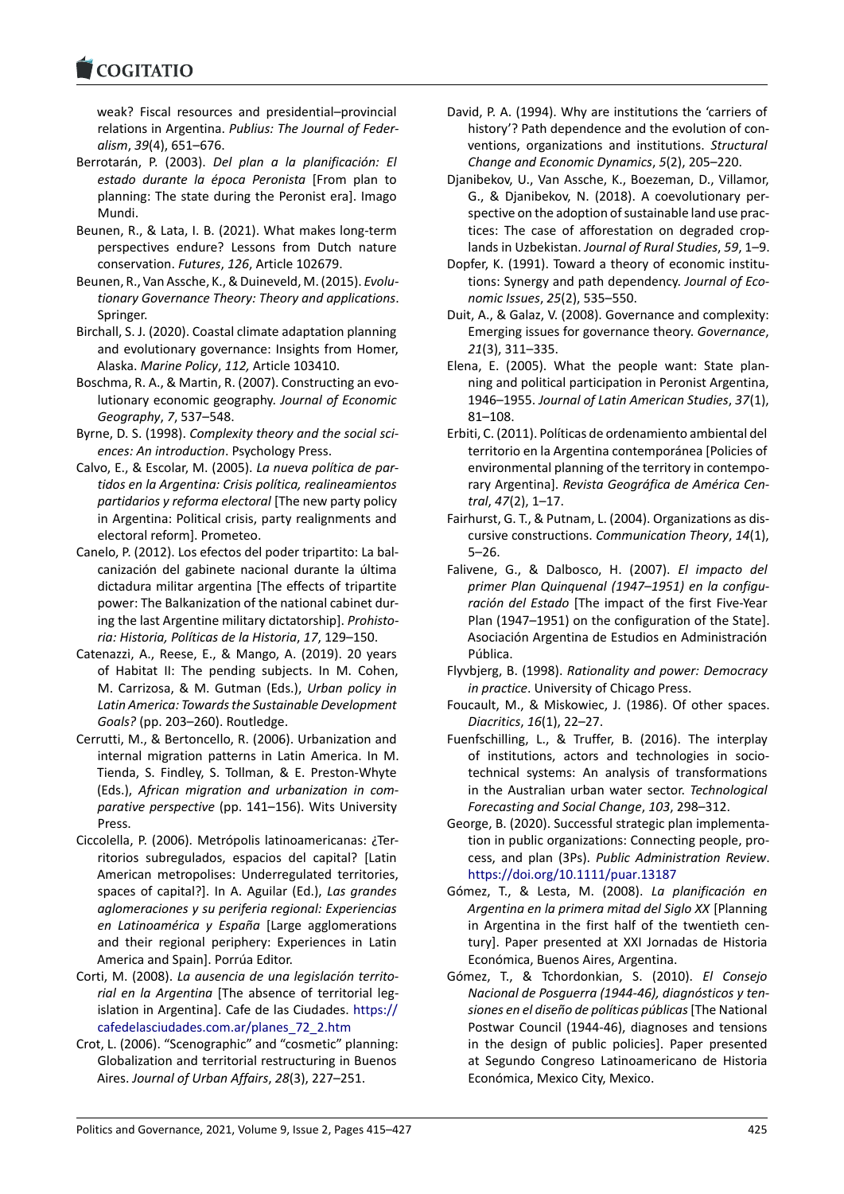weak? Fiscal resources and presidential–provincial relations in Argentina. *Publius: The Journal of Federalism*, *39*(4), 651–676.

Berrotarán, P. (2003). *Del plan a la planificación: El estado durante la época Peronista* [From plan to planning: The state during the Peronist era]. Imago Mundi.

Beunen, R., & Lata, I. B. (2021). What makes long-term perspectives endure? Lessons from Dutch nature conservation. *Futures*, *126*, Article 102679.

Beunen, R., Van Assche, K., & Duineveld, M. (2015). *Evolutionary Governance Theory: Theory and applications*. Springer.

Birchall, S. J. (2020). Coastal climate adaptation planning and evolutionary governance: Insights from Homer, Alaska. *Marine Policy*, *112,* Article 103410.

Boschma, R. A., & Martin, R. (2007). Constructing an evolutionary economic geography. *Journal of Economic Geography*, *7*, 537–548.

Byrne, D. S. (1998). *Complexity theory and the social sciences: An introduction*. Psychology Press.

Calvo, E., & Escolar, M. (2005). *La nueva política de partidos en la Argentina: Crisis política, realineamientos partidarios y reforma electoral* [The new party policy in Argentina: Political crisis, party realignments and electoral reform]. Prometeo.

Canelo, P. (2012). Los efectos del poder tripartito: La balcanización del gabinete nacional durante la última dictadura militar argentina [The effects of tripartite power: The Balkanization of the national cabinet during the last Argentine military dictatorship]. *Prohistoria: Historia, Políticas de la Historia*, *17*, 129–150.

Catenazzi, A., Reese, E., & Mango, A. (2019). 20 years of Habitat II: The pending subjects. In M. Cohen, M. Carrizosa, & M. Gutman (Eds.), *Urban policy in Latin America: Towards the Sustainable Development Goals?* (pp. 203–260). Routledge.

Cerrutti, M., & Bertoncello, R. (2006). Urbanization and internal migration patterns in Latin America. In M. Tienda, S. Findley, S. Tollman, & E. Preston-Whyte (Eds.), *African migration and urbanization in comparative perspective* (pp. 141–156). Wits University Press.

Ciccolella, P. (2006). Metrópolis latinoamericanas: ¿Territorios subregulados, espacios del capital? [Latin American metropolises: Underregulated territories, spaces of capital?]. In A. Aguilar (Ed.), *Las grandes aglomeraciones y su periferia regional: Experiencias en Latinoamérica y España* [Large agglomerations and their regional periphery: Experiences in Latin America and Spain]. Porrúa Editor.

Corti, M. (2008). *La ausencia de una legislación territorial en la Argentina* [The absence of territorial legislation in Argentina]. Cafe de las Ciudades. https://cafedelasciudades.com.ar/planes_72_2.htm

Crot, L. (2006). "Scenographic" and "cosmetic" planning: Globalization and territorial restructuring in Buenos Aires. *Journal of Urban Affairs*, *28*(3), 227–251.

David, P. A. (1994). Why are institutions the 'carriers of history'? Path dependence and the evolution of conventions, organizations and institutions. *Structural Change and Economic Dynamics*, *5*(2), 205–220.

Djanibekov, U., Van Assche, K., Boezeman, D., Villamor, G., & Djanibekov, N. (2018). A coevolutionary perspective on the adoption of sustainable land use practices: The case of afforestation on degraded croplands in Uzbekistan. *Journal of Rural Studies*, *59*, 1–9.

Dopfer, K. (1991). Toward a theory of economic institutions: Synergy and path dependency. *Journal of Economic Issues*, *25*(2), 535–550.

Duit, A., & Galaz, V. (2008). Governance and complexity: Emerging issues for governance theory. *Governance*, *21*(3), 311–335.

Elena, E. (2005). What the people want: State planning and political participation in Peronist Argentina, 1946–1955. *Journal of Latin American Studies*, *37*(1), 81–108.

Erbiti, C. (2011). Políticas de ordenamiento ambiental del territorio en la Argentina contemporánea [Policies of environmental planning of the territory in contemporary Argentina]. *Revista Geográfica de América Central*, *47*(2), 1–17.

Fairhurst, G. T., & Putnam, L. (2004). Organizations as discursive constructions. *Communication Theory*, *14*(1), 5–26.

Falivene, G., & Dalbosco, H. (2007). *El impacto del primer Plan Quinquenal (1947–1951) en la configuración del Estado* [The impact of the first Five-Year Plan (1947–1951) on the configuration of the State]. Asociación Argentina de Estudios en Administración Pública.

Flyvbjerg, B. (1998). *Rationality and power: Democracy in practice*. University of Chicago Press.

Foucault, M., & Miskowiec, J. (1986). Of other spaces. *Diacritics*, *16*(1), 22–27.

Fuenfschilling, L., & Truffer, B. (2016). The interplay of institutions, actors and technologies in sociotechnical systems: An analysis of transformations in the Australian urban water sector. *Technological Forecasting and Social Change*, *103*, 298–312.

George, B. (2020). Successful strategic plan implementation in public organizations: Connecting people, process, and plan (3Ps). *Public Administration Review*. https://doi.org/10.1111/puar.13187

Gómez, T., & Lesta, M. (2008). *La planificación en Argentina en la primera mitad del Siglo XX* [Planning in Argentina in the first half of the twentieth century]. Paper presented at XXI Jornadas de Historia Económica, Buenos Aires, Argentina.

Gómez, T., & Tchordonkian, S. (2010). *El Consejo Nacional de Posguerra (1944-46), diagnósticos y tensiones en el diseño de políticas públicas* [The National Postwar Council (1944-46), diagnoses and tensions in the design of public policies]. Paper presented at Segundo Congreso Latinoamericano de Historia Económica, Mexico City, Mexico.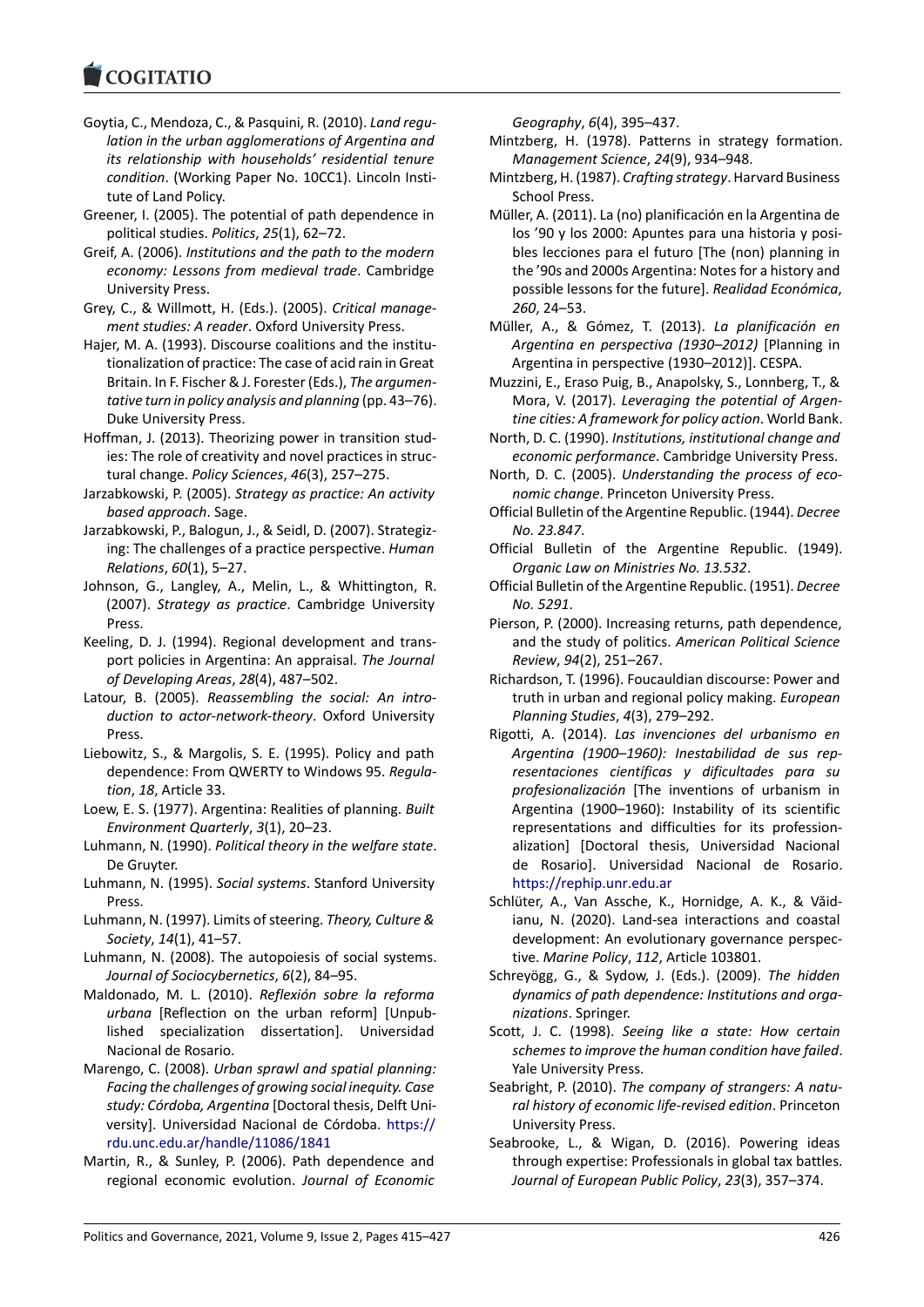Goytia, C., Mendoza, C., & Pasquini, R. (2010). *Land regulation in the urban agglomerations of Argentina and its relationship with households' residential tenure condition*. (Working Paper No. 10CC1). Lincoln Institute of Land Policy.

Greener, I. (2005). The potential of path dependence in political studies. *Politics*, *25*(1), 62–72.

Greif, A. (2006). *Institutions and the path to the modern economy: Lessons from medieval trade*. Cambridge University Press.

Grey, C., & Willmott, H. (Eds.). (2005). *Critical management studies: A reader*. Oxford University Press.

Hajer, M. A. (1993). Discourse coalitions and the institutionalization of practice: The case of acid rain in Great Britain. In F. Fischer & J. Forester (Eds.), *The argumentative turn in policy analysis and planning* (pp. 43–76). Duke University Press.

Hoffman, J. (2013). Theorizing power in transition studies: The role of creativity and novel practices in structural change. *Policy Sciences*, *46*(3), 257–275.

Jarzabkowski, P. (2005). *Strategy as practice: An activity based approach*. Sage.

Jarzabkowski, P., Balogun, J., & Seidl, D. (2007). Strategizing: The challenges of a practice perspective. *Human Relations*, *60*(1), 5–27.

Johnson, G., Langley, A., Melin, L., & Whittington, R. (2007). *Strategy as practice*. Cambridge University Press.

Keeling, D. J. (1994). Regional development and transport policies in Argentina: An appraisal. *The Journal of Developing Areas*, *28*(4), 487–502.

Latour, B. (2005). *Reassembling the social: An introduction to actor-network-theory*. Oxford University Press.

Liebowitz, S., & Margolis, S. E. (1995). Policy and path dependence: From QWERTY to Windows 95. *Regulation*, *18*, Article 33.

Loew, E. S. (1977). Argentina: Realities of planning. *Built Environment Quarterly*, *3*(1), 20–23.

Luhmann, N. (1990). *Political theory in the welfare state*. De Gruyter.

Luhmann, N. (1995). *Social systems*. Stanford University Press.

Luhmann, N. (1997). Limits of steering. *Theory, Culture & Society*, *14*(1), 41–57.

Luhmann, N. (2008). The autopoiesis of social systems. *Journal of Sociocybernetics*, *6*(2), 84–95.

Maldonado, M. L. (2010). *Reflexión sobre la reforma urbana* [Reflection on the urban reform] [Unpublished specialization dissertation]. Universidad Nacional de Rosario.

Marengo, C. (2008). *Urban sprawl and spatial planning: Facing the challenges of growing social inequity. Case study: Córdoba, Argentina* [Doctoral thesis, Delft University]. Universidad Nacional de Córdoba. https://rdu.unc.edu.ar/handle/11086/1841

Martin, R., & Sunley, P. (2006). Path dependence and regional economic evolution. *Journal of Economic Geography*, *6*(4), 395–437.

Mintzberg, H. (1978). Patterns in strategy formation. *Management Science*, *24*(9), 934–948.

Mintzberg, H. (1987). *Crafting strategy*. Harvard Business School Press.

Müller, A. (2011). La (no) planificación en la Argentina de los '90 y los 2000: Apuntes para una historia y posibles lecciones para el futuro [The (non) planning in the '90s and 2000s Argentina: Notes for a history and possible lessons for the future]. *Realidad Económica*, *260*, 24–53.

Müller, A., & Gómez, T. (2013). *La planificación en Argentina en perspectiva (1930–2012)* [Planning in Argentina in perspective (1930–2012)]. CESPA.

Muzzini, E., Eraso Puig, B., Anapolsky, S., Lonnberg, T., & Mora, V. (2017). *Leveraging the potential of Argentine cities: A framework for policy action*. World Bank.

North, D. C. (1990). *Institutions, institutional change and economic performance*. Cambridge University Press.

North, D. C. (2005). *Understanding the process of economic change*. Princeton University Press.

Official Bulletin of the Argentine Republic. (1944). *Decree No. 23.847*.

Official Bulletin of the Argentine Republic. (1949). *Organic Law on Ministries No. 13.532*.

Official Bulletin of the Argentine Republic. (1951). *Decree No. 5291*.

Pierson, P. (2000). Increasing returns, path dependence, and the study of politics. *American Political Science Review*, *94*(2), 251–267.

Richardson, T. (1996). Foucauldian discourse: Power and truth in urban and regional policy making. *European Planning Studies*, *4*(3), 279–292.

Rigotti, A. (2014). *Las invenciones del urbanismo en Argentina (1900–1960): Inestabilidad de sus representaciones científicas y dificultades para su profesionalización* [The inventions of urbanism in Argentina (1900–1960): Instability of its scientific representations and difficulties for its professionalization] [Doctoral thesis, Universidad Nacional de Rosario]. Universidad Nacional de Rosario. https://rephip.unr.edu.ar

Schlüter, A., Van Assche, K., Hornidge, A. K., & Văidianu, N. (2020). Land-sea interactions and coastal development: An evolutionary governance perspective. *Marine Policy*, *112*, Article 103801.

Schreyögg, G., & Sydow, J. (Eds.). (2009). *The hidden dynamics of path dependence: Institutions and organizations*. Springer.

Scott, J. C. (1998). *Seeing like a state: How certain schemes to improve the human condition have failed*. Yale University Press.

Seabright, P. (2010). *The company of strangers: A natural history of economic life-revised edition*. Princeton University Press.

Seabrooke, L., & Wigan, D. (2016). Powering ideas through expertise: Professionals in global tax battles. *Journal of European Public Policy*, *23*(3), 357–374.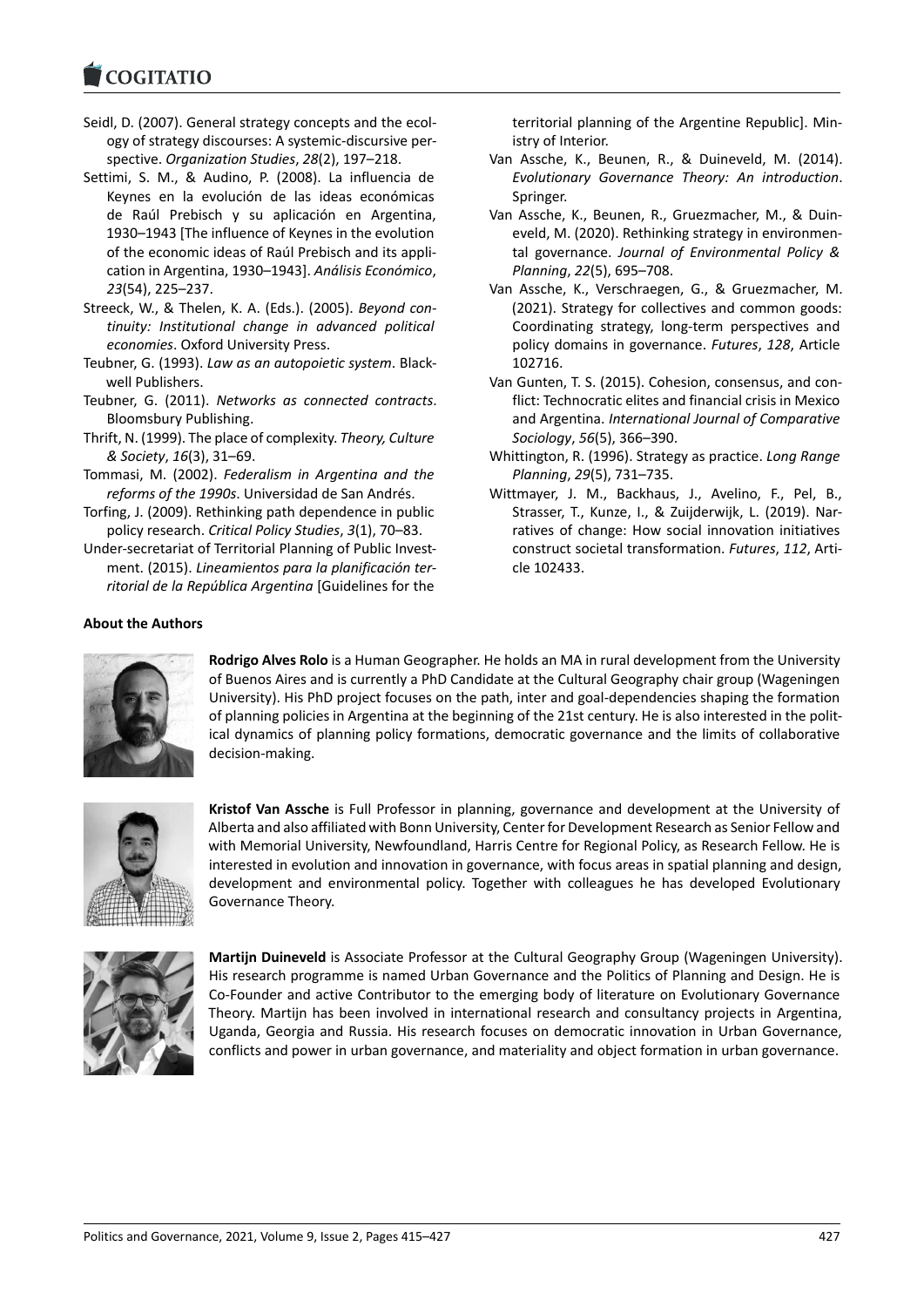Seidl, D. (2007). General strategy concepts and the ecology of strategy discourses: A systemic-discursive perspective. *Organization Studies*, *28*(2), 197–218.

Settimi, S. M., & Audino, P. (2008). La influencia de Keynes en la evolución de las ideas económicas de Raúl Prebisch y su aplicación en Argentina, 1930–1943 [The influence of Keynes in the evolution of the economic ideas of Raúl Prebisch and its application in Argentina, 1930–1943]. *Análisis Económico*, *23*(54), 225–237.

Streeck, W., & Thelen, K. A. (Eds.). (2005). *Beyond continuity: Institutional change in advanced political economies*. Oxford University Press.

Teubner, G. (1993). *Law as an autopoietic system*. Blackwell Publishers.

Teubner, G. (2011). *Networks as connected contracts*. Bloomsbury Publishing.

Thrift, N. (1999). The place of complexity. *Theory, Culture & Society*, *16*(3), 31–69.

Tommasi, M. (2002). *Federalism in Argentina and the reforms of the 1990s*. Universidad de San Andrés.

Torfing, J. (2009). Rethinking path dependence in public policy research. *Critical Policy Studies*, *3*(1), 70–83.

Under-secretariat of Territorial Planning of Public Investment. (2015). *Lineamientos para la planificación territorial de la República Argentina* [Guidelines for the territorial planning of the Argentine Republic]. Ministry of Interior.

Van Assche, K., Beunen, R., & Duineveld, M. (2014). *Evolutionary Governance Theory: An introduction*. Springer.

Van Assche, K., Beunen, R., Gruezmacher, M., & Duineveld, M. (2020). Rethinking strategy in environmental governance. *Journal of Environmental Policy & Planning*, *22*(5), 695–708.

Van Assche, K., Verschraegen, G., & Gruezmacher, M. (2021). Strategy for collectives and common goods: Coordinating strategy, long-term perspectives and policy domains in governance. *Futures*, *128*, Article 102716.

Van Gunten, T. S. (2015). Cohesion, consensus, and conflict: Technocratic elites and financial crisis in Mexico and Argentina. *International Journal of Comparative Sociology*, *56*(5), 366–390.

Whittington, R. (1996). Strategy as practice. *Long Range Planning*, *29*(5), 731–735.

Wittmayer, J. M., Backhaus, J., Avelino, F., Pel, B., Strasser, T., Kunze, I., & Zuijderwijk, L. (2019). Narratives of change: How social innovation initiatives construct societal transformation. *Futures*, *112*, Article 102433.

### About the Authors

**Rodrigo Alves Rolo** is a Human Geographer. He holds an MA in rural development from the University of Buenos Aires and is currently a PhD Candidate at the Cultural Geography chair group (Wageningen University). His PhD project focuses on the path, inter and goal-dependencies shaping the formation of planning policies in Argentina at the beginning of the 21st century. He is also interested in the political dynamics of planning policy formations, democratic governance and the limits of collaborative decision-making.

**Kristof Van Assche** is Full Professor in planning, governance and development at the University of Alberta and also affiliated with Bonn University, Center for Development Research as Senior Fellow and with Memorial University, Newfoundland, Harris Centre for Regional Policy, as Research Fellow. He is interested in evolution and innovation in governance, with focus areas in spatial planning and design, development and environmental policy. Together with colleagues he has developed Evolutionary Governance Theory.

**Martijn Duineveld** is Associate Professor at the Cultural Geography Group (Wageningen University). His research programme is named Urban Governance and the Politics of Planning and Design. He is Co-Founder and active Contributor to the emerging body of literature on Evolutionary Governance Theory. Martijn has been involved in international research and consultancy projects in Argentina, Uganda, Georgia and Russia. His research focuses on democratic innovation in Urban Governance, conflicts and power in urban governance, and materiality and object formation in urban governance.